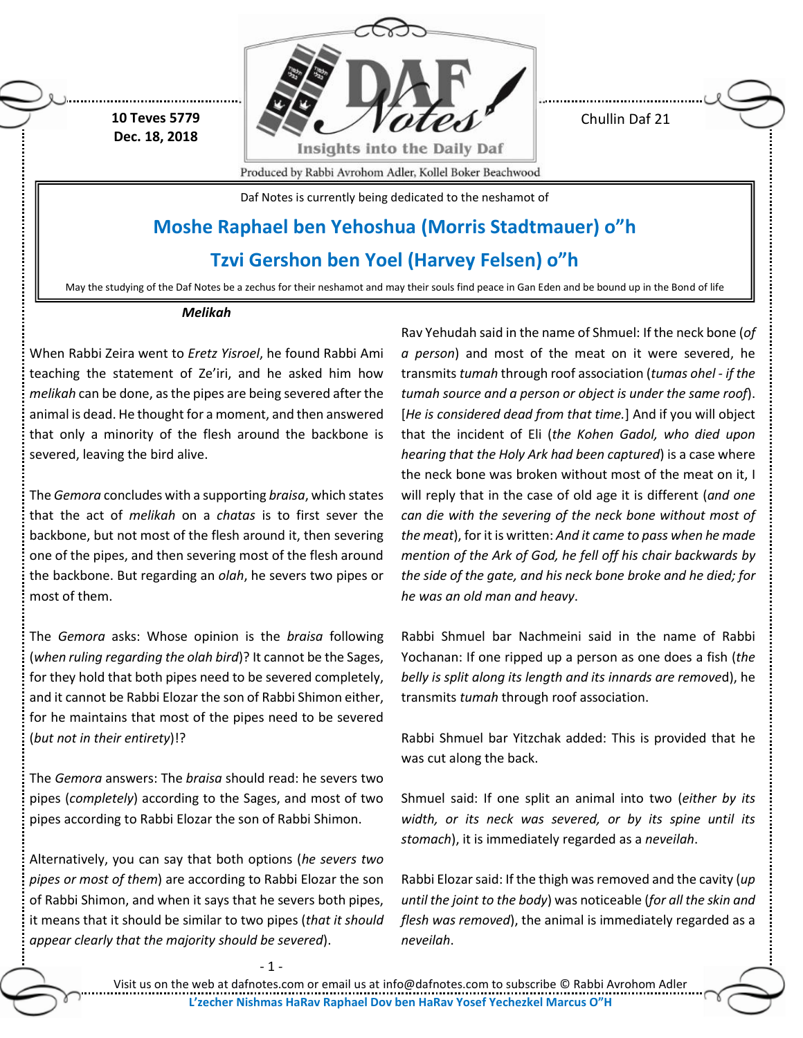10 Teves 5779
Dec. 18, 2018

Chullin Daf 21

Daf Notes is currently being dedicated to the neshamot of

## Moshe Raphael ben Yehoshua (Morris Stadtmauer) o"h

## Tzvi Gershon ben Yoel (Harvey Felsen) o"h

May the studying of the Daf Notes be a zechus for their neshamot and may their souls find peace in Gan Eden and be bound up in the Bond of life

### *Melikah*

When Rabbi Zeira went to *Eretz Yisroel*, he found Rabbi Ami teaching the statement of Ze'iri, and he asked him how *melikah* can be done, as the pipes are being severed after the animal is dead. He thought for a moment, and then answered that only a minority of the flesh around the backbone is severed, leaving the bird alive.

The *Gemora* concludes with a supporting *braisa*, which states that the act of *melikah* on a *chatas* is to first sever the backbone, but not most of the flesh around it, then severing one of the pipes, and then severing most of the flesh around the backbone. But regarding an *olah*, he severs two pipes or most of them.

The *Gemora* asks: Whose opinion is the *braisa* following (*when ruling regarding the olah bird*)? It cannot be the Sages, for they hold that both pipes need to be severed completely, and it cannot be Rabbi Elozar the son of Rabbi Shimon either, for he maintains that most of the pipes need to be severed (*but not in their entirety*)!?

The *Gemora* answers: The *braisa* should read: he severs two pipes (*completely*) according to the Sages, and most of two pipes according to Rabbi Elozar the son of Rabbi Shimon.

Alternatively, you can say that both options (*he severs two pipes or most of them*) are according to Rabbi Elozar the son of Rabbi Shimon, and when it says that he severs both pipes, it means that it should be similar to two pipes (*that it should appear clearly that the majority should be severed*).

Rav Yehudah said in the name of Shmuel: If the neck bone (*of a person*) and most of the meat on it were severed, he transmits *tumah* through roof association (*tumas ohel - if the tumah source and a person or object is under the same roof*). [*He is considered dead from that time.*] And if you will object that the incident of Eli (*the Kohen Gadol, who died upon hearing that the Holy Ark had been captured*) is a case where the neck bone was broken without most of the meat on it, I will reply that in the case of old age it is different (*and one can die with the severing of the neck bone without most of the meat*), for it is written: *And it came to pass when he made mention of the Ark of God, he fell off his chair backwards by the side of the gate, and his neck bone broke and he died; for he was an old man and heavy*.

Rabbi Shmuel bar Nachmeini said in the name of Rabbi Yochanan: If one ripped up a person as one does a fish (*the belly is split along its length and its innards are removed*), he transmits *tumah* through roof association.

Rabbi Shmuel bar Yitzchak added: This is provided that he was cut along the back.

Shmuel said: If one split an animal into two (*either by its width, or its neck was severed, or by its spine until its stomach*), it is immediately regarded as a *neveilah*.

Rabbi Elozar said: If the thigh was removed and the cavity (*up until the joint to the body*) was noticeable (*for all the skin and flesh was removed*), the animal is immediately regarded as a *neveilah*.

Visit us on the web at dafnotes.com or email us at info@dafnotes.com to subscribe © Rabbi Avrohom Adler

L'zecher Nishmas HaRav Raphael Dov ben HaRav Yosef Yechezkel Marcus O"H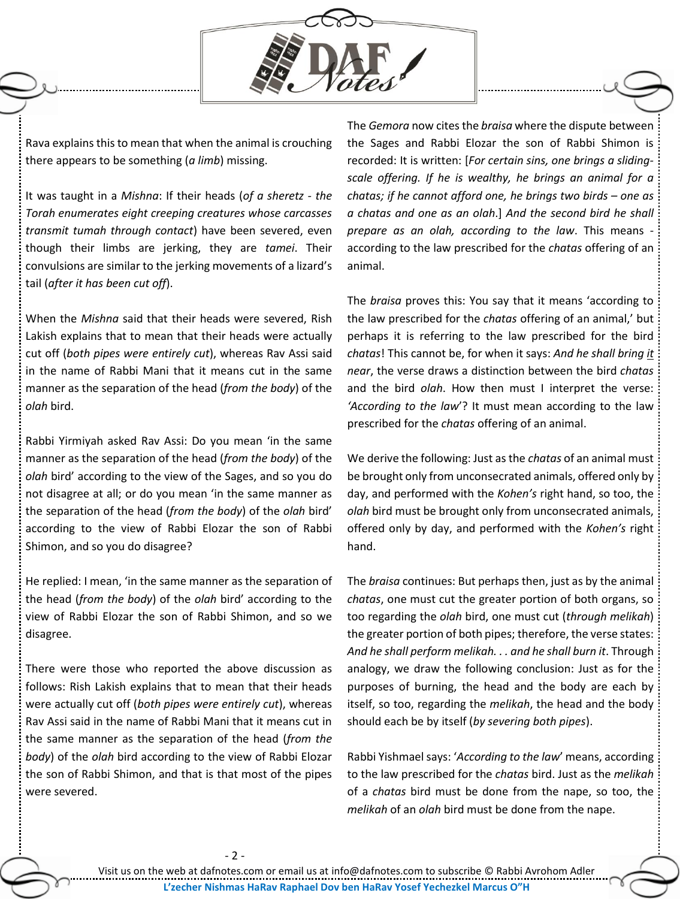Rava explains this to mean that when the animal is crouching there appears to be something (*a limb*) missing.

It was taught in a *Mishna*: If their heads (*of a sheretz - the Torah enumerates eight creeping creatures whose carcasses transmit tumah through contact*) have been severed, even though their limbs are jerking, they are *tamei*. Their convulsions are similar to the jerking movements of a lizard's tail (*after it has been cut off*).

When the *Mishna* said that their heads were severed, Rish Lakish explains that to mean that their heads were actually cut off (*both pipes were entirely cut*), whereas Rav Assi said in the name of Rabbi Mani that it means cut in the same manner as the separation of the head (*from the body*) of the *olah* bird.

Rabbi Yirmiyah asked Rav Assi: Do you mean 'in the same manner as the separation of the head (*from the body*) of the *olah* bird' according to the view of the Sages, and so you do not disagree at all; or do you mean 'in the same manner as the separation of the head (*from the body*) of the *olah* bird' according to the view of Rabbi Elozar the son of Rabbi Shimon, and so you do disagree?

He replied: I mean, 'in the same manner as the separation of the head (*from the body*) of the *olah* bird' according to the view of Rabbi Elozar the son of Rabbi Shimon, and so we disagree.

There were those who reported the above discussion as follows: Rish Lakish explains that to mean that their heads were actually cut off (*both pipes were entirely cut*), whereas Rav Assi said in the name of Rabbi Mani that it means cut in the same manner as the separation of the head (*from the body*) of the *olah* bird according to the view of Rabbi Elozar the son of Rabbi Shimon, and that is that most of the pipes were severed.

The *Gemora* now cites the *braisa* where the dispute between the Sages and Rabbi Elozar the son of Rabbi Shimon is recorded: It is written: [*For certain sins, one brings a sliding-scale offering. If he is wealthy, he brings an animal for a chatas; if he cannot afford one, he brings two birds – one as a chatas and one as an olah*.] *And the second bird he shall prepare as an olah, according to the law*. This means - according to the law prescribed for the *chatas* offering of an animal.

The *braisa* proves this: You say that it means 'according to the law prescribed for the *chatas* offering of an animal,' but perhaps it is referring to the law prescribed for the bird *chatas*! This cannot be, for when it says: *And he shall bring it near*, the verse draws a distinction between the bird *chatas* and the bird *olah*. How then must I interpret the verse: *'According to the law*'? It must mean according to the law prescribed for the *chatas* offering of an animal.

We derive the following: Just as the *chatas* of an animal must be brought only from unconsecrated animals, offered only by day, and performed with the *Kohen's* right hand, so too, the *olah* bird must be brought only from unconsecrated animals, offered only by day, and performed with the *Kohen's* right hand.

The *braisa* continues: But perhaps then, just as by the animal *chatas*, one must cut the greater portion of both organs, so too regarding the *olah* bird, one must cut (*through melikah*) the greater portion of both pipes; therefore, the verse states: *And he shall perform melikah. . . and he shall burn it*. Through analogy, we draw the following conclusion: Just as for the purposes of burning, the head and the body are each by itself, so too, regarding the *melikah*, the head and the body should each be by itself (*by severing both pipes*).

Rabbi Yishmael says: '*According to the law*' means, according to the law prescribed for the *chatas* bird. Just as the *melikah* of a *chatas* bird must be done from the nape, so too, the *melikah* of an *olah* bird must be done from the nape.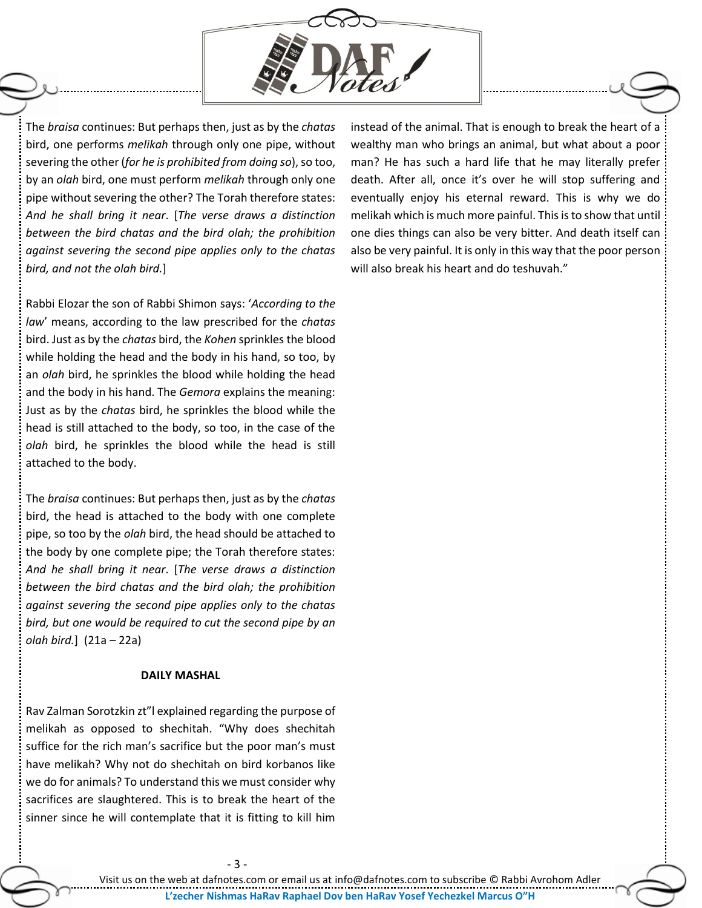The *braisa* continues: But perhaps then, just as by the *chatas* bird, one performs *melikah* through only one pipe, without severing the other (*for he is prohibited from doing so*), so too, by an *olah* bird, one must perform *melikah* through only one pipe without severing the other? The Torah therefore states: *And he shall bring it near*. [*The verse draws a distinction between the bird chatas and the bird olah; the prohibition against severing the second pipe applies only to the chatas bird, and not the olah bird.*]

Rabbi Elozar the son of Rabbi Shimon says: '*According to the law*' means, according to the law prescribed for the *chatas* bird. Just as by the *chatas* bird, the *Kohen* sprinkles the blood while holding the head and the body in his hand, so too, by an *olah* bird, he sprinkles the blood while holding the head and the body in his hand. The *Gemora* explains the meaning: Just as by the *chatas* bird, he sprinkles the blood while the head is still attached to the body, so too, in the case of the *olah* bird, he sprinkles the blood while the head is still attached to the body.

The *braisa* continues: But perhaps then, just as by the *chatas* bird, the head is attached to the body with one complete pipe, so too by the *olah* bird, the head should be attached to the body by one complete pipe; the Torah therefore states: *And he shall bring it near*. [*The verse draws a distinction between the bird chatas and the bird olah; the prohibition against severing the second pipe applies only to the chatas bird, but one would be required to cut the second pipe by an olah bird.*] (21a – 22a)

**DAILY MASHAL**

Rav Zalman Sorotzkin zt"l explained regarding the purpose of melikah as opposed to shechitah. "Why does shechitah suffice for the rich man's sacrifice but the poor man's must have melikah? Why not do shechitah on bird korbanos like we do for animals? To understand this we must consider why sacrifices are slaughtered. This is to break the heart of the sinner since he will contemplate that it is fitting to kill him instead of the animal. That is enough to break the heart of a wealthy man who brings an animal, but what about a poor man? He has such a hard life that he may literally prefer death. After all, once it's over he will stop suffering and eventually enjoy his eternal reward. This is why we do melikah which is much more painful. This is to show that until one dies things can also be very bitter. And death itself can also be very painful. It is only in this way that the poor person will also break his heart and do teshuvah."